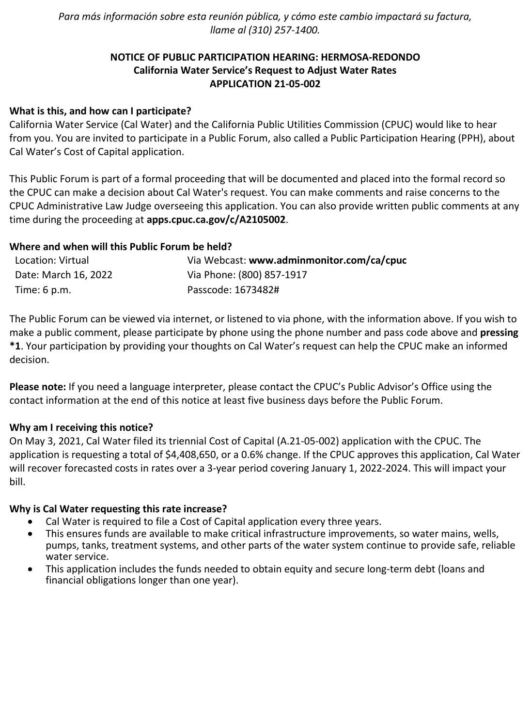*Para más información sobre esta reunión pública, y cómo este cambio impactará su factura, llame al (310) 257-1400.*

**NOTICE OF PUBLIC PARTICIPATION HEARING: HERMOSA-REDONDO**
**California Water Service's Request to Adjust Water Rates**
**APPLICATION 21-05-002**

### What is this, and how can I participate?

California Water Service (Cal Water) and the California Public Utilities Commission (CPUC) would like to hear from you. You are invited to participate in a Public Forum, also called a Public Participation Hearing (PPH), about Cal Water's Cost of Capital application.

This Public Forum is part of a formal proceeding that will be documented and placed into the formal record so the CPUC can make a decision about Cal Water's request. You can make comments and raise concerns to the CPUC Administrative Law Judge overseeing this application. You can also provide written public comments at any time during the proceeding at **apps.cpuc.ca.gov/c/A2105002**.

### Where and when will this Public Forum be held?

| | |
|---|---|
| Location: Virtual | Via Webcast: **www.adminmonitor.com/ca/cpuc** |
| Date: March 16, 2022 | Via Phone: (800) 857-1917 |
| Time: 6 p.m. | Passcode: 1673482# |

The Public Forum can be viewed via internet, or listened to via phone, with the information above. If you wish to make a public comment, please participate by phone using the phone number and pass code above and **pressing *1**. Your participation by providing your thoughts on Cal Water's request can help the CPUC make an informed decision.

**Please note:** If you need a language interpreter, please contact the CPUC's Public Advisor's Office using the contact information at the end of this notice at least five business days before the Public Forum.

### Why am I receiving this notice?

On May 3, 2021, Cal Water filed its triennial Cost of Capital (A.21-05-002) application with the CPUC. The application is requesting a total of $4,408,650, or a 0.6% change. If the CPUC approves this application, Cal Water will recover forecasted costs in rates over a 3-year period covering January 1, 2022-2024. This will impact your bill.

### Why is Cal Water requesting this rate increase?

- Cal Water is required to file a Cost of Capital application every three years.
- This ensures funds are available to make critical infrastructure improvements, so water mains, wells, pumps, tanks, treatment systems, and other parts of the water system continue to provide safe, reliable water service.
- This application includes the funds needed to obtain equity and secure long-term debt (loans and financial obligations longer than one year).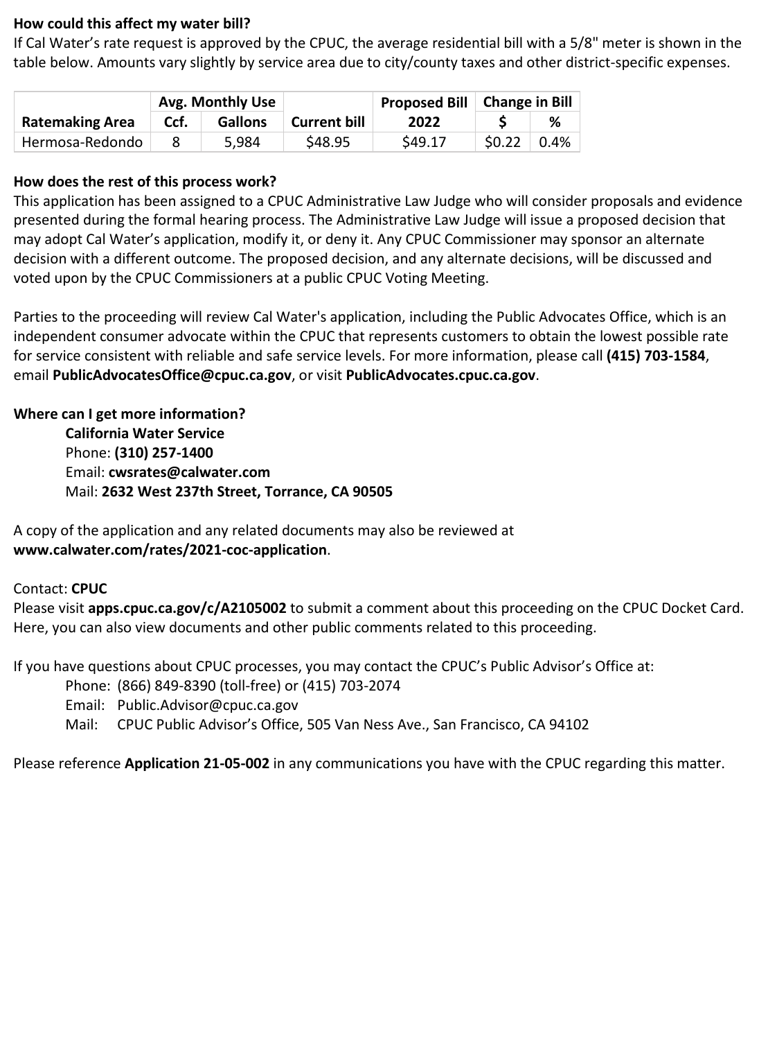**How could this affect my water bill?**

If Cal Water's rate request is approved by the CPUC, the average residential bill with a 5/8" meter is shown in the table below. Amounts vary slightly by service area due to city/county taxes and other district-specific expenses.

| Ratemaking Area | Avg. Monthly Use | | Current bill | Proposed Bill 2022 | Change in Bill | |
|---|---|---|---|---|---|---|
| | Ccf. | Gallons | | | $ | % |
| Hermosa-Redondo | 8 | 5,984 | $48.95 | $49.17 | $0.22 | 0.4% |

**How does the rest of this process work?**

This application has been assigned to a CPUC Administrative Law Judge who will consider proposals and evidence presented during the formal hearing process. The Administrative Law Judge will issue a proposed decision that may adopt Cal Water's application, modify it, or deny it. Any CPUC Commissioner may sponsor an alternate decision with a different outcome. The proposed decision, and any alternate decisions, will be discussed and voted upon by the CPUC Commissioners at a public CPUC Voting Meeting.

Parties to the proceeding will review Cal Water's application, including the Public Advocates Office, which is an independent consumer advocate within the CPUC that represents customers to obtain the lowest possible rate for service consistent with reliable and safe service levels. For more information, please call **(415) 703-1584**, email **PublicAdvocatesOffice@cpuc.ca.gov**, or visit **PublicAdvocates.cpuc.ca.gov**.

**Where can I get more information?**

**California Water Service**
Phone: **(310) 257-1400**
Email: **cwsrates@calwater.com**
Mail: **2632 West 237th Street, Torrance, CA 90505**

A copy of the application and any related documents may also be reviewed at **www.calwater.com/rates/2021-coc-application**.

Contact: **CPUC**
Please visit **apps.cpuc.ca.gov/c/A2105002** to submit a comment about this proceeding on the CPUC Docket Card. Here, you can also view documents and other public comments related to this proceeding.

If you have questions about CPUC processes, you may contact the CPUC's Public Advisor's Office at:

Phone: (866) 849-8390 (toll-free) or (415) 703-2074
Email: Public.Advisor@cpuc.ca.gov
Mail: CPUC Public Advisor's Office, 505 Van Ness Ave., San Francisco, CA 94102

Please reference **Application 21-05-002** in any communications you have with the CPUC regarding this matter.